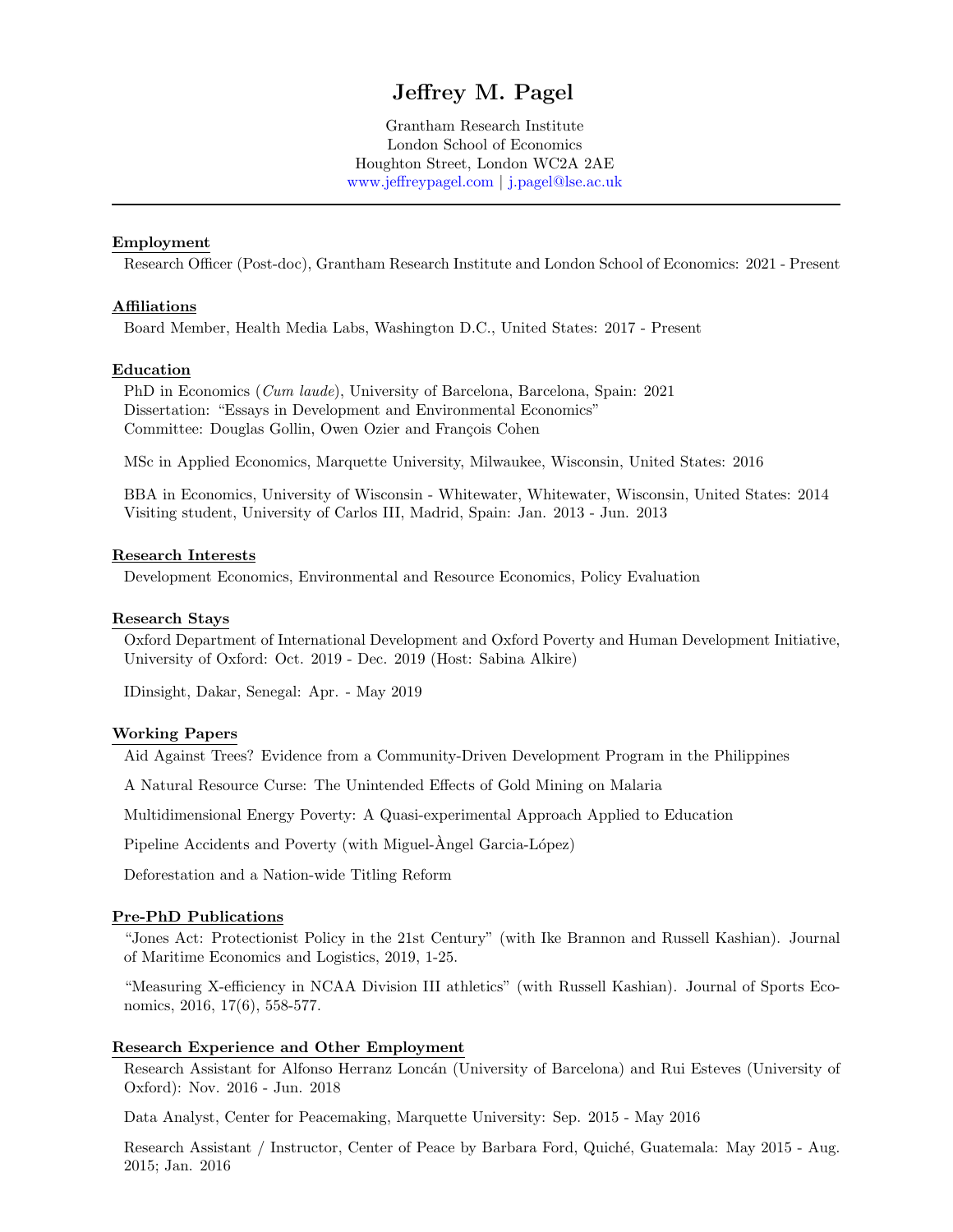# Jeffrey M. Pagel

Grantham Research Institute
London School of Economics
Houghton Street, London WC2A 2AE
www.jeffreypagel.com | j.pagel@lse.ac.uk

---

## Employment

Research Officer (Post-doc), Grantham Research Institute and London School of Economics: 2021 - Present

## Affiliations

Board Member, Health Media Labs, Washington D.C., United States: 2017 - Present

## Education

PhD in Economics (*Cum laude*), University of Barcelona, Barcelona, Spain: 2021
Dissertation: "Essays in Development and Environmental Economics"
Committee: Douglas Gollin, Owen Ozier and François Cohen

MSc in Applied Economics, Marquette University, Milwaukee, Wisconsin, United States: 2016

BBA in Economics, University of Wisconsin - Whitewater, Whitewater, Wisconsin, United States: 2014
Visiting student, University of Carlos III, Madrid, Spain: Jan. 2013 - Jun. 2013

## Research Interests

Development Economics, Environmental and Resource Economics, Policy Evaluation

## Research Stays

Oxford Department of International Development and Oxford Poverty and Human Development Initiative, University of Oxford: Oct. 2019 - Dec. 2019 (Host: Sabina Alkire)

IDinsight, Dakar, Senegal: Apr. - May 2019

## Working Papers

Aid Against Trees? Evidence from a Community-Driven Development Program in the Philippines

A Natural Resource Curse: The Unintended Effects of Gold Mining on Malaria

Multidimensional Energy Poverty: A Quasi-experimental Approach Applied to Education

Pipeline Accidents and Poverty (with Miguel-Àngel Garcia-López)

Deforestation and a Nation-wide Titling Reform

## Pre-PhD Publications

"Jones Act: Protectionist Policy in the 21st Century" (with Ike Brannon and Russell Kashian). Journal of Maritime Economics and Logistics, 2019, 1-25.

"Measuring X-efficiency in NCAA Division III athletics" (with Russell Kashian). Journal of Sports Economics, 2016, 17(6), 558-577.

## Research Experience and Other Employment

Research Assistant for Alfonso Herranz Loncán (University of Barcelona) and Rui Esteves (University of Oxford): Nov. 2016 - Jun. 2018

Data Analyst, Center for Peacemaking, Marquette University: Sep. 2015 - May 2016

Research Assistant / Instructor, Center of Peace by Barbara Ford, Quiché, Guatemala: May 2015 - Aug. 2015; Jan. 2016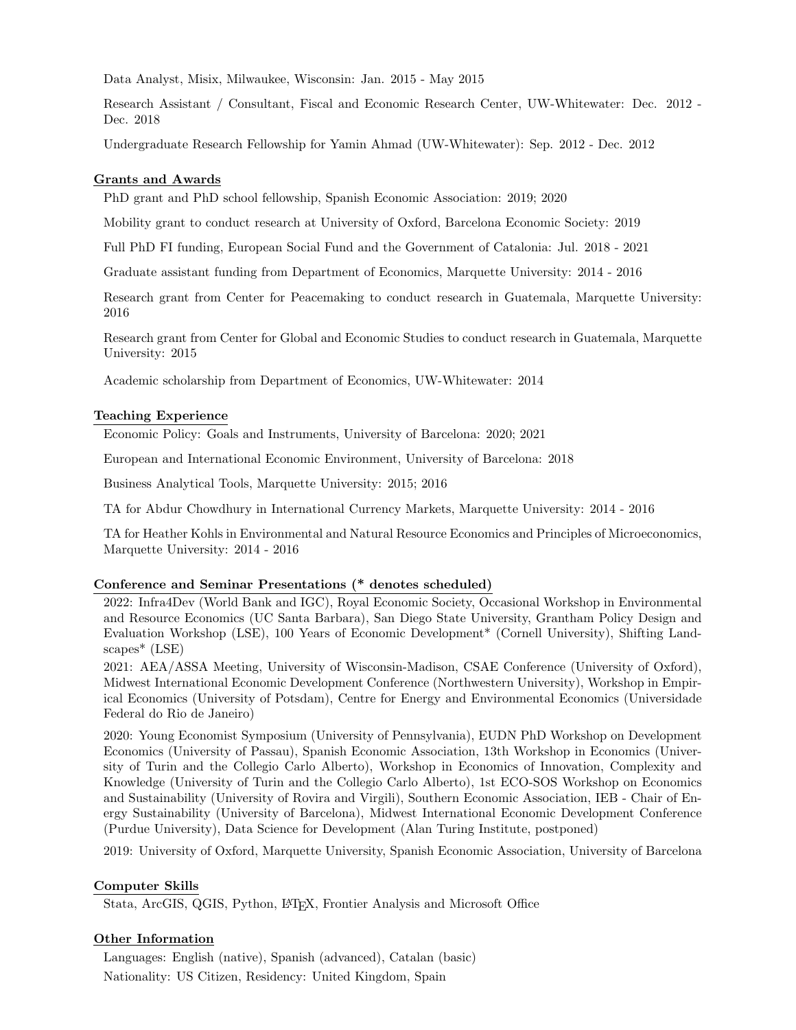Data Analyst, Misix, Milwaukee, Wisconsin: Jan. 2015 - May 2015

Research Assistant / Consultant, Fiscal and Economic Research Center, UW-Whitewater: Dec. 2012 - Dec. 2018

Undergraduate Research Fellowship for Yamin Ahmad (UW-Whitewater): Sep. 2012 - Dec. 2012

## Grants and Awards

PhD grant and PhD school fellowship, Spanish Economic Association: 2019; 2020

Mobility grant to conduct research at University of Oxford, Barcelona Economic Society: 2019

Full PhD FI funding, European Social Fund and the Government of Catalonia: Jul. 2018 - 2021

Graduate assistant funding from Department of Economics, Marquette University: 2014 - 2016

Research grant from Center for Peacemaking to conduct research in Guatemala, Marquette University: 2016

Research grant from Center for Global and Economic Studies to conduct research in Guatemala, Marquette University: 2015

Academic scholarship from Department of Economics, UW-Whitewater: 2014

## Teaching Experience

Economic Policy: Goals and Instruments, University of Barcelona: 2020; 2021

European and International Economic Environment, University of Barcelona: 2018

Business Analytical Tools, Marquette University: 2015; 2016

TA for Abdur Chowdhury in International Currency Markets, Marquette University: 2014 - 2016

TA for Heather Kohls in Environmental and Natural Resource Economics and Principles of Microeconomics, Marquette University: 2014 - 2016

## Conference and Seminar Presentations (* denotes scheduled)

2022: Infra4Dev (World Bank and IGC), Royal Economic Society, Occasional Workshop in Environmental and Resource Economics (UC Santa Barbara), San Diego State University, Grantham Policy Design and Evaluation Workshop (LSE), 100 Years of Economic Development* (Cornell University), Shifting Landscapes* (LSE)

2021: AEA/ASSA Meeting, University of Wisconsin-Madison, CSAE Conference (University of Oxford), Midwest International Economic Development Conference (Northwestern University), Workshop in Empirical Economics (University of Potsdam), Centre for Energy and Environmental Economics (Universidade Federal do Rio de Janeiro)

2020: Young Economist Symposium (University of Pennsylvania), EUDN PhD Workshop on Development Economics (University of Passau), Spanish Economic Association, 13th Workshop in Economics (University of Turin and the Collegio Carlo Alberto), Workshop in Economics of Innovation, Complexity and Knowledge (University of Turin and the Collegio Carlo Alberto), 1st ECO-SOS Workshop on Economics and Sustainability (University of Rovira and Virgili), Southern Economic Association, IEB - Chair of Energy Sustainability (University of Barcelona), Midwest International Economic Development Conference (Purdue University), Data Science for Development (Alan Turing Institute, postponed)

2019: University of Oxford, Marquette University, Spanish Economic Association, University of Barcelona

## Computer Skills

Stata, ArcGIS, QGIS, Python, LaTeX, Frontier Analysis and Microsoft Office

## Other Information

Languages: English (native), Spanish (advanced), Catalan (basic)

Nationality: US Citizen, Residency: United Kingdom, Spain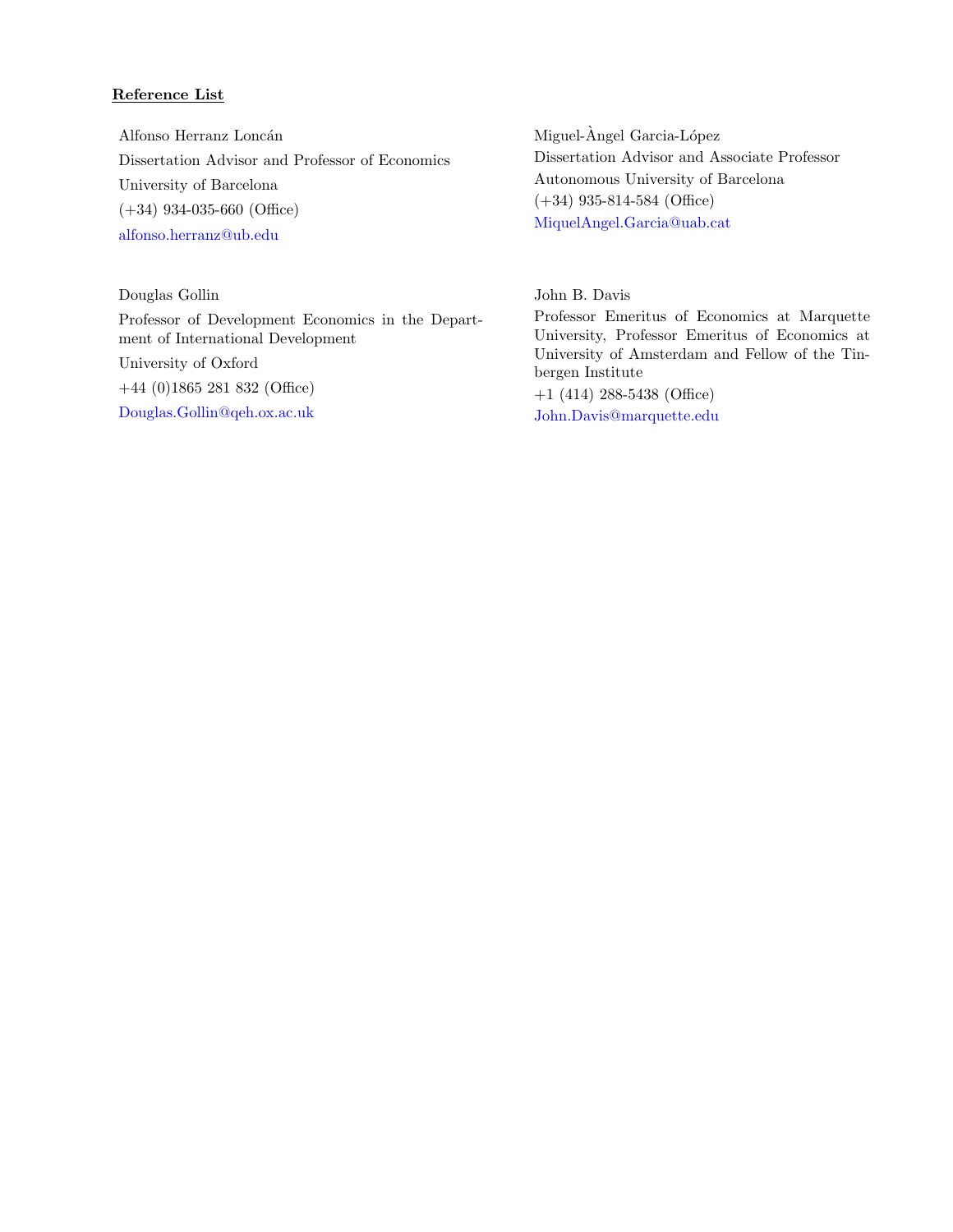**Reference List**

Alfonso Herranz Loncán
Dissertation Advisor and Professor of Economics
University of Barcelona
(+34) 934-035-660 (Office)
alfonso.herranz@ub.edu

Miguel-Àngel Garcia-López
Dissertation Advisor and Associate Professor
Autonomous University of Barcelona
(+34) 935-814-584 (Office)
MiquelAngel.Garcia@uab.cat

Douglas Gollin
Professor of Development Economics in the Department of International Development
University of Oxford
+44 (0)1865 281 832 (Office)
Douglas.Gollin@qeh.ox.ac.uk

John B. Davis
Professor Emeritus of Economics at Marquette University, Professor Emeritus of Economics at University of Amsterdam and Fellow of the Tinbergen Institute
+1 (414) 288-5438 (Office)
John.Davis@marquette.edu